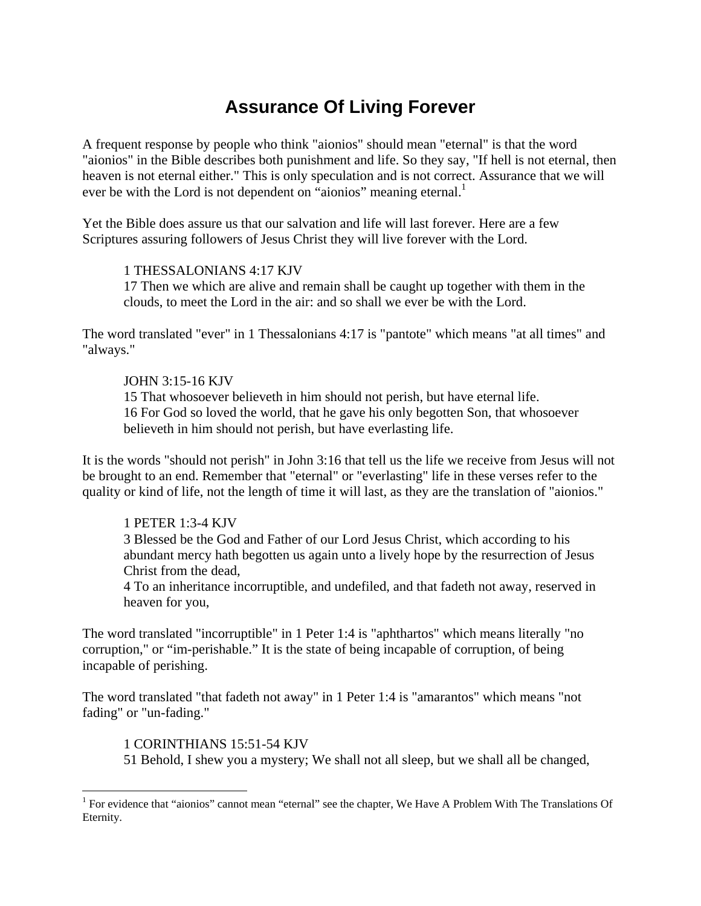# Assurance Of Living Forever

A frequent response by people who think "aionios" should mean "eternal" is that the word "aionios" in the Bible describes both punishment and life. So they say, "If hell is not eternal, then heaven is not eternal either." This is only speculation and is not correct. Assurance that we will ever be with the Lord is not dependent on "aionios" meaning eternal.[1]

Yet the Bible does assure us that our salvation and life will last forever. Here are a few Scriptures assuring followers of Jesus Christ they will live forever with the Lord.

> 1 THESSALONIANS 4:17 KJV
> 17 Then we which are alive and remain shall be caught up together with them in the clouds, to meet the Lord in the air: and so shall we ever be with the Lord.

The word translated "ever" in 1 Thessalonians 4:17 is "pantote" which means "at all times" and "always."

> JOHN 3:15-16 KJV
> 15 That whosoever believeth in him should not perish, but have eternal life.
> 16 For God so loved the world, that he gave his only begotten Son, that whosoever believeth in him should not perish, but have everlasting life.

It is the words "should not perish" in John 3:16 that tell us the life we receive from Jesus will not be brought to an end. Remember that "eternal" or "everlasting" life in these verses refer to the quality or kind of life, not the length of time it will last, as they are the translation of "aionios."

> 1 PETER 1:3-4 KJV
> 3 Blessed be the God and Father of our Lord Jesus Christ, which according to his abundant mercy hath begotten us again unto a lively hope by the resurrection of Jesus Christ from the dead,
> 4 To an inheritance incorruptible, and undefiled, and that fadeth not away, reserved in heaven for you,

The word translated "incorruptible" in 1 Peter 1:4 is "aphthartos" which means literally "no corruption," or "im-perishable." It is the state of being incapable of corruption, of being incapable of perishing.

The word translated "that fadeth not away" in 1 Peter 1:4 is "amarantos" which means "not fading" or "un-fading."

> 1 CORINTHIANS 15:51-54 KJV
> 51 Behold, I shew you a mystery; We shall not all sleep, but we shall all be changed,

---

[1] For evidence that "aionios" cannot mean "eternal" see the chapter, We Have A Problem With The Translations Of Eternity.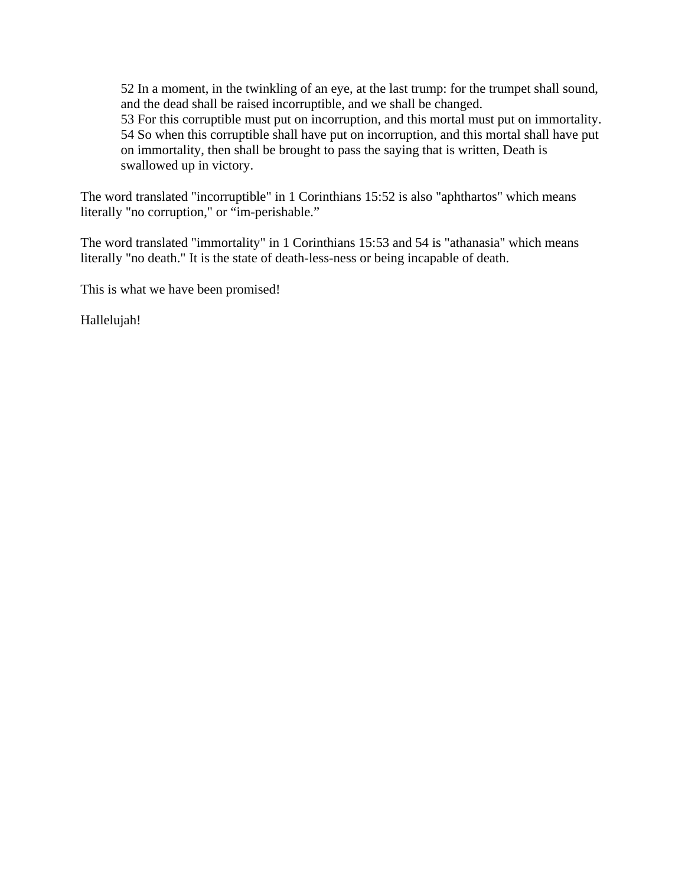> 52 In a moment, in the twinkling of an eye, at the last trump: for the trumpet shall sound, and the dead shall be raised incorruptible, and we shall be changed.
> 53 For this corruptible must put on incorruption, and this mortal must put on immortality.
> 54 So when this corruptible shall have put on incorruption, and this mortal shall have put on immortality, then shall be brought to pass the saying that is written, Death is swallowed up in victory.

The word translated "incorruptible" in 1 Corinthians 15:52 is also "aphthartos" which means literally "no corruption," or “im-perishable.”

The word translated "immortality" in 1 Corinthians 15:53 and 54 is "athanasia" which means literally "no death." It is the state of death-less-ness or being incapable of death.

This is what we have been promised!

Hallelujah!